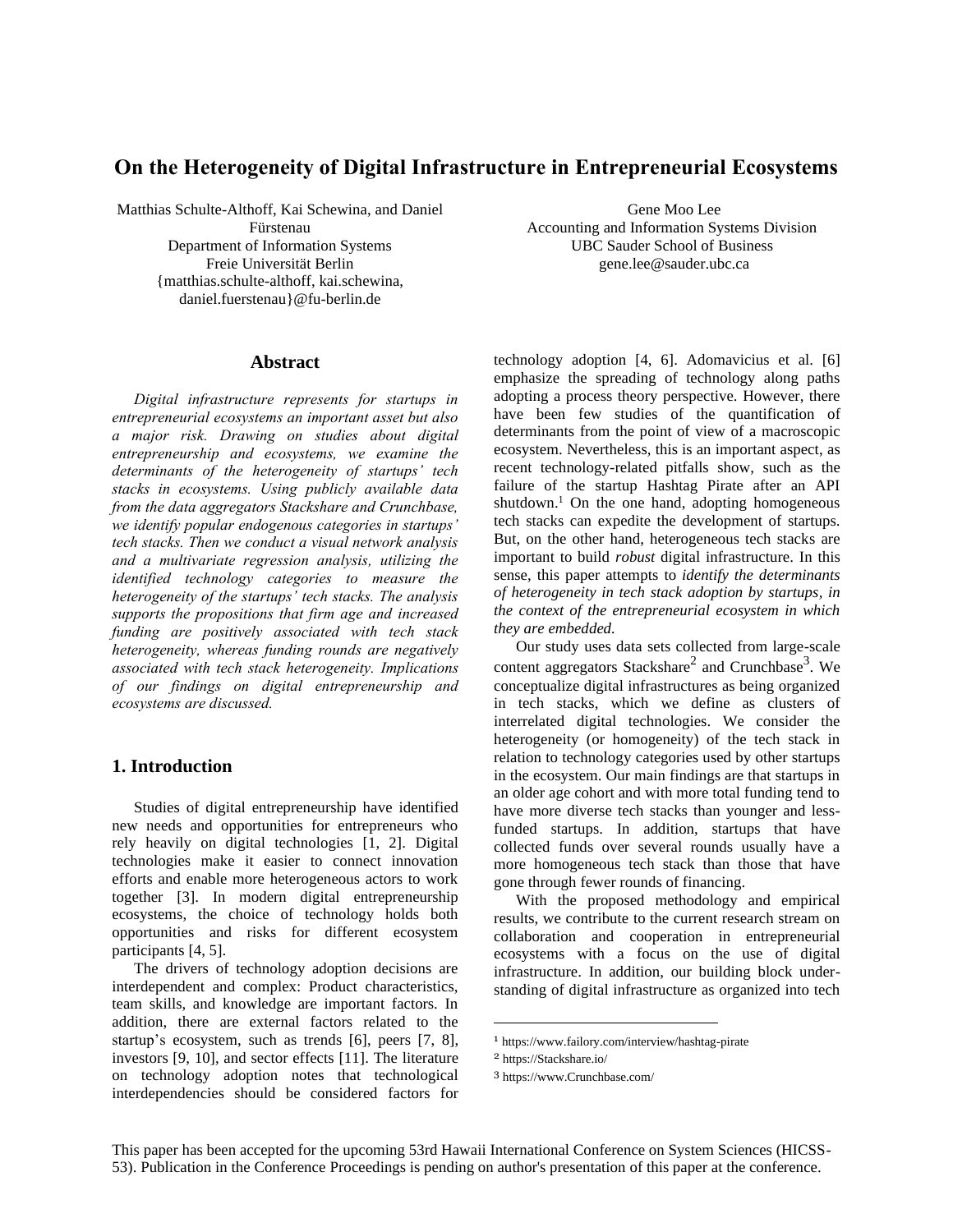# On the Heterogeneity of Digital Infrastructure in Entrepreneurial Ecosystems

Matthias Schulte-Althoff, Kai Schewina, and Daniel Fürstenau
Department of Information Systems
Freie Universität Berlin
{matthias.schulte-althoff, kai.schewina, daniel.fuerstenau}@fu-berlin.de

Gene Moo Lee
Accounting and Information Systems Division
UBC Sauder School of Business
gene.lee@sauder.ubc.ca

## Abstract

*Digital infrastructure represents for startups in entrepreneurial ecosystems an important asset but also a major risk. Drawing on studies about digital entrepreneurship and ecosystems, we examine the determinants of the heterogeneity of startups' tech stacks in ecosystems. Using publicly available data from the data aggregators Stackshare and Crunchbase, we identify popular endogenous categories in startups' tech stacks. Then we conduct a visual network analysis and a multivariate regression analysis, utilizing the identified technology categories to measure the heterogeneity of the startups' tech stacks. The analysis supports the propositions that firm age and increased funding are positively associated with tech stack heterogeneity, whereas funding rounds are negatively associated with tech stack heterogeneity. Implications of our findings on digital entrepreneurship and ecosystems are discussed.*

## 1. Introduction

Studies of digital entrepreneurship have identified new needs and opportunities for entrepreneurs who rely heavily on digital technologies [1, 2]. Digital technologies make it easier to connect innovation efforts and enable more heterogeneous actors to work together [3]. In modern digital entrepreneurship ecosystems, the choice of technology holds both opportunities and risks for different ecosystem participants [4, 5].

The drivers of technology adoption decisions are interdependent and complex: Product characteristics, team skills, and knowledge are important factors. In addition, there are external factors related to the startup's ecosystem, such as trends [6], peers [7, 8], investors [9, 10], and sector effects [11]. The literature on technology adoption notes that technological interdependencies should be considered factors for technology adoption [4, 6]. Adomavicius et al. [6] emphasize the spreading of technology along paths adopting a process theory perspective. However, there have been few studies of the quantification of determinants from the point of view of a macroscopic ecosystem. Nevertheless, this is an important aspect, as recent technology-related pitfalls show, such as the failure of the startup Hashtag Pirate after an API shutdown.[1] On the one hand, adopting homogeneous tech stacks can expedite the development of startups. But, on the other hand, heterogeneous tech stacks are important to build *robust* digital infrastructure. In this sense, this paper attempts to *identify the determinants of heterogeneity in tech stack adoption by startups, in the context of the entrepreneurial ecosystem in which they are embedded.*

Our study uses data sets collected from large-scale content aggregators Stackshare[2] and Crunchbase[3]. We conceptualize digital infrastructures as being organized in tech stacks, which we define as clusters of interrelated digital technologies. We consider the heterogeneity (or homogeneity) of the tech stack in relation to technology categories used by other startups in the ecosystem. Our main findings are that startups in an older age cohort and with more total funding tend to have more diverse tech stacks than younger and less-funded startups. In addition, startups that have collected funds over several rounds usually have a more homogeneous tech stack than those that have gone through fewer rounds of financing.

With the proposed methodology and empirical results, we contribute to the current research stream on collaboration and cooperation in entrepreneurial ecosystems with a focus on the use of digital infrastructure. In addition, our building block understanding of digital infrastructure as organized into tech

[1] https://www.failory.com/interview/hashtag-pirate
[2] https://Stackshare.io/
[3] https://www.Crunchbase.com/

This paper has been accepted for the upcoming 53rd Hawaii International Conference on System Sciences (HICSS-53). Publication in the Conference Proceedings is pending on author's presentation of this paper at the conference.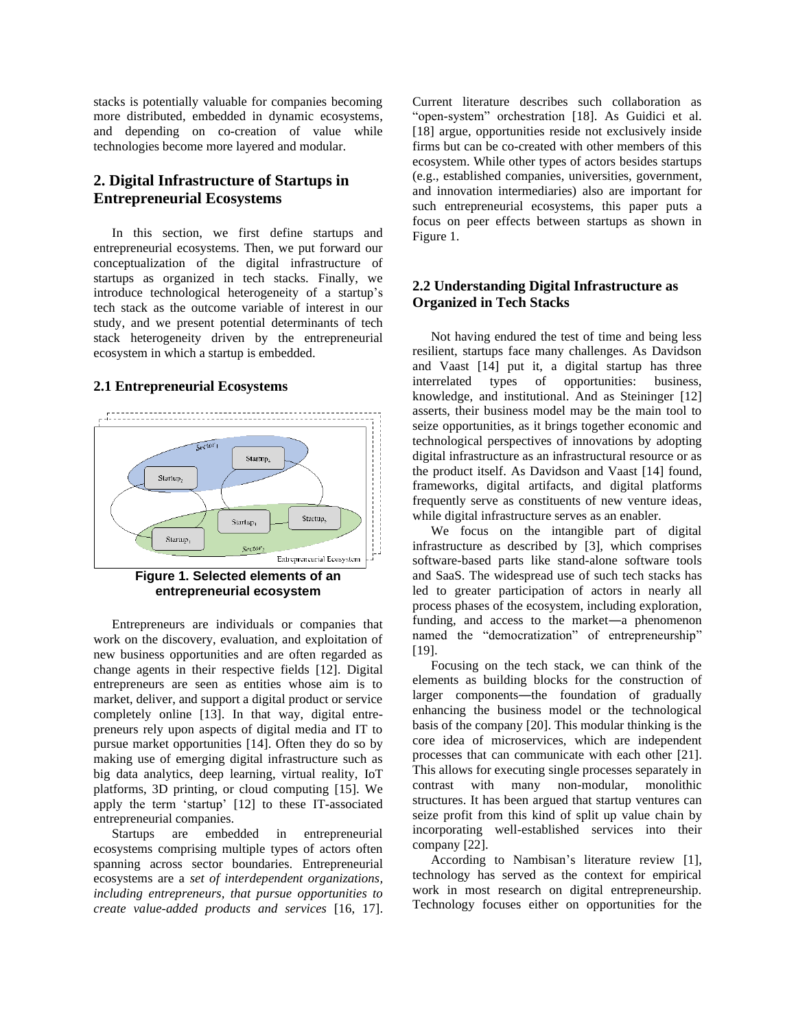stacks is potentially valuable for companies becoming more distributed, embedded in dynamic ecosystems, and depending on co-creation of value while technologies become more layered and modular.

## 2. Digital Infrastructure of Startups in Entrepreneurial Ecosystems

In this section, we first define startups and entrepreneurial ecosystems. Then, we put forward our conceptualization of the digital infrastructure of startups as organized in tech stacks. Finally, we introduce technological heterogeneity of a startup's tech stack as the outcome variable of interest in our study, and we present potential determinants of tech stack heterogeneity driven by the entrepreneurial ecosystem in which a startup is embedded.

### 2.1 Entrepreneurial Ecosystems

**Figure 1. Selected elements of an entrepreneurial ecosystem**

Entrepreneurs are individuals or companies that work on the discovery, evaluation, and exploitation of new business opportunities and are often regarded as change agents in their respective fields [12]. Digital entrepreneurs are seen as entities whose aim is to market, deliver, and support a digital product or service completely online [13]. In that way, digital entrepreneurs rely upon aspects of digital media and IT to pursue market opportunities [14]. Often they do so by making use of emerging digital infrastructure such as big data analytics, deep learning, virtual reality, IoT platforms, 3D printing, or cloud computing [15]. We apply the term 'startup' [12] to these IT-associated entrepreneurial companies.

Startups are embedded in entrepreneurial ecosystems comprising multiple types of actors often spanning across sector boundaries. Entrepreneurial ecosystems are a *set of interdependent organizations, including entrepreneurs, that pursue opportunities to create value-added products and services* [16, 17]. Current literature describes such collaboration as "open-system" orchestration [18]. As Guidici et al. [18] argue, opportunities reside not exclusively inside firms but can be co-created with other members of this ecosystem. While other types of actors besides startups (e.g., established companies, universities, government, and innovation intermediaries) also are important for such entrepreneurial ecosystems, this paper puts a focus on peer effects between startups as shown in Figure 1.

### 2.2 Understanding Digital Infrastructure as Organized in Tech Stacks

Not having endured the test of time and being less resilient, startups face many challenges. As Davidson and Vaast [14] put it, a digital startup has three interrelated types of opportunities: business, knowledge, and institutional. And as Steininger [12] asserts, their business model may be the main tool to seize opportunities, as it brings together economic and technological perspectives of innovations by adopting digital infrastructure as an infrastructural resource or as the product itself. As Davidson and Vaast [14] found, frameworks, digital artifacts, and digital platforms frequently serve as constituents of new venture ideas, while digital infrastructure serves as an enabler.

We focus on the intangible part of digital infrastructure as described by [3], which comprises software-based parts like stand-alone software tools and SaaS. The widespread use of such tech stacks has led to greater participation of actors in nearly all process phases of the ecosystem, including exploration, funding, and access to the market—a phenomenon named the "democratization" of entrepreneurship" [19].

Focusing on the tech stack, we can think of the elements as building blocks for the construction of larger components—the foundation of gradually enhancing the business model or the technological basis of the company [20]. This modular thinking is the core idea of microservices, which are independent processes that can communicate with each other [21]. This allows for executing single processes separately in contrast with many non-modular, monolithic structures. It has been argued that startup ventures can seize profit from this kind of split up value chain by incorporating well-established services into their company [22].

According to Nambisan's literature review [1], technology has served as the context for empirical work in most research on digital entrepreneurship. Technology focuses either on opportunities for the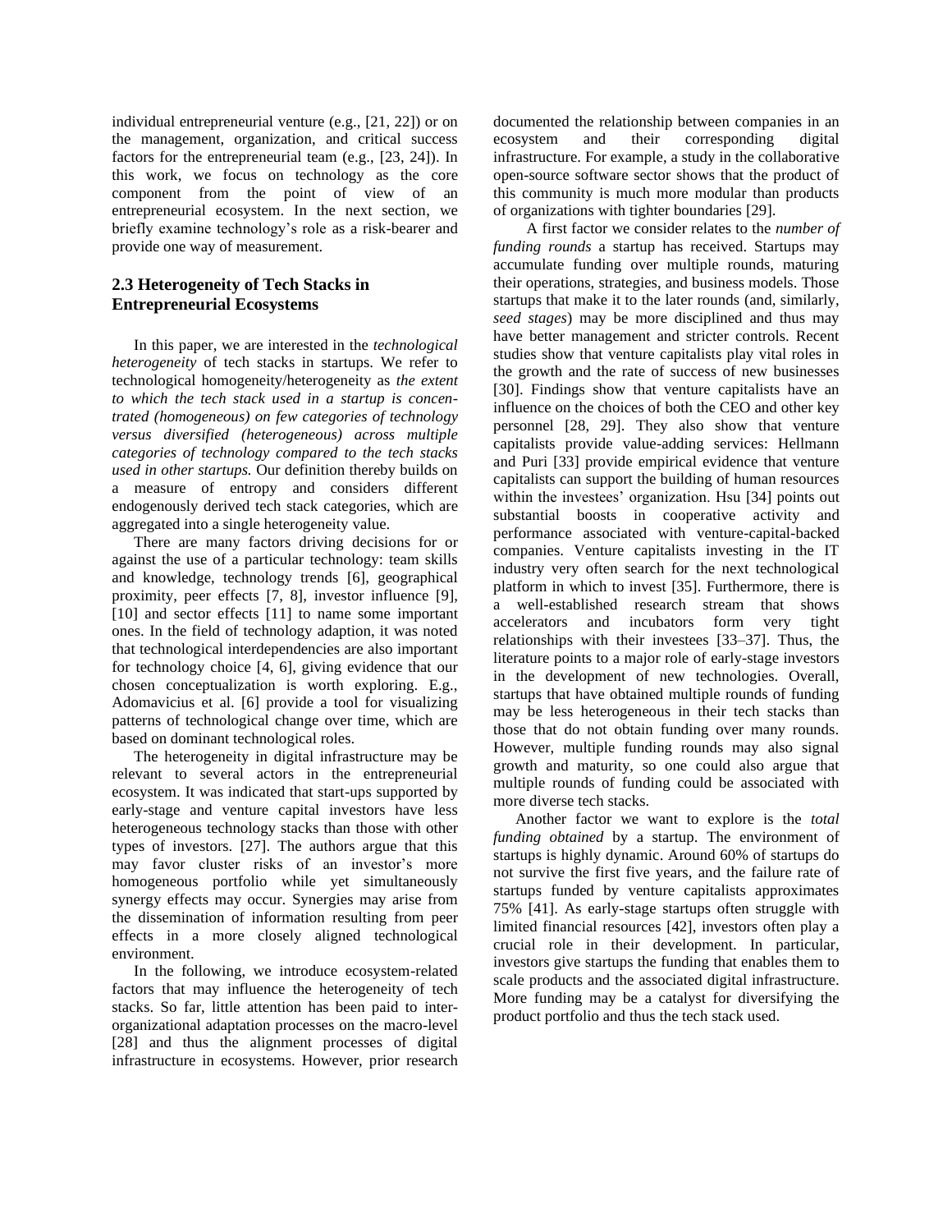individual entrepreneurial venture (e.g., [21, 22]) or on the management, organization, and critical success factors for the entrepreneurial team (e.g., [23, 24]). In this work, we focus on technology as the core component from the point of view of an entrepreneurial ecosystem. In the next section, we briefly examine technology's role as a risk-bearer and provide one way of measurement.

### 2.3 Heterogeneity of Tech Stacks in Entrepreneurial Ecosystems

In this paper, we are interested in the *technological heterogeneity* of tech stacks in startups. We refer to technological homogeneity/heterogeneity as *the extent to which the tech stack used in a startup is concentrated (homogeneous) on few categories of technology versus diversified (heterogeneous) across multiple categories of technology compared to the tech stacks used in other startups.* Our definition thereby builds on a measure of entropy and considers different endogenously derived tech stack categories, which are aggregated into a single heterogeneity value.

There are many factors driving decisions for or against the use of a particular technology: team skills and knowledge, technology trends [6], geographical proximity, peer effects [7, 8], investor influence [9], [10] and sector effects [11] to name some important ones. In the field of technology adaption, it was noted that technological interdependencies are also important for technology choice [4, 6], giving evidence that our chosen conceptualization is worth exploring. E.g., Adomavicius et al. [6] provide a tool for visualizing patterns of technological change over time, which are based on dominant technological roles.

The heterogeneity in digital infrastructure may be relevant to several actors in the entrepreneurial ecosystem. It was indicated that start-ups supported by early-stage and venture capital investors have less heterogeneous technology stacks than those with other types of investors. [27]. The authors argue that this may favor cluster risks of an investor's more homogeneous portfolio while yet simultaneously synergy effects may occur. Synergies may arise from the dissemination of information resulting from peer effects in a more closely aligned technological environment.

In the following, we introduce ecosystem-related factors that may influence the heterogeneity of tech stacks. So far, little attention has been paid to inter-organizational adaptation processes on the macro-level [28] and thus the alignment processes of digital infrastructure in ecosystems. However, prior research documented the relationship between companies in an ecosystem and their corresponding digital infrastructure. For example, a study in the collaborative open-source software sector shows that the product of this community is much more modular than products of organizations with tighter boundaries [29].

A first factor we consider relates to the *number of funding rounds* a startup has received. Startups may accumulate funding over multiple rounds, maturing their operations, strategies, and business models. Those startups that make it to the later rounds (and, similarly, *seed stages*) may be more disciplined and thus may have better management and stricter controls. Recent studies show that venture capitalists play vital roles in the growth and the rate of success of new businesses [30]. Findings show that venture capitalists have an influence on the choices of both the CEO and other key personnel [28, 29]. They also show that venture capitalists provide value-adding services: Hellmann and Puri [33] provide empirical evidence that venture capitalists can support the building of human resources within the investees' organization. Hsu [34] points out substantial boosts in cooperative activity and performance associated with venture-capital-backed companies. Venture capitalists investing in the IT industry very often search for the next technological platform in which to invest [35]. Furthermore, there is a well-established research stream that shows accelerators and incubators form very tight relationships with their investees [33–37]. Thus, the literature points to a major role of early-stage investors in the development of new technologies. Overall, startups that have obtained multiple rounds of funding may be less heterogeneous in their tech stacks than those that do not obtain funding over many rounds. However, multiple funding rounds may also signal growth and maturity, so one could also argue that multiple rounds of funding could be associated with more diverse tech stacks.

Another factor we want to explore is the *total funding obtained* by a startup. The environment of startups is highly dynamic. Around 60% of startups do not survive the first five years, and the failure rate of startups funded by venture capitalists approximates 75% [41]. As early-stage startups often struggle with limited financial resources [42], investors often play a crucial role in their development. In particular, investors give startups the funding that enables them to scale products and the associated digital infrastructure. More funding may be a catalyst for diversifying the product portfolio and thus the tech stack used.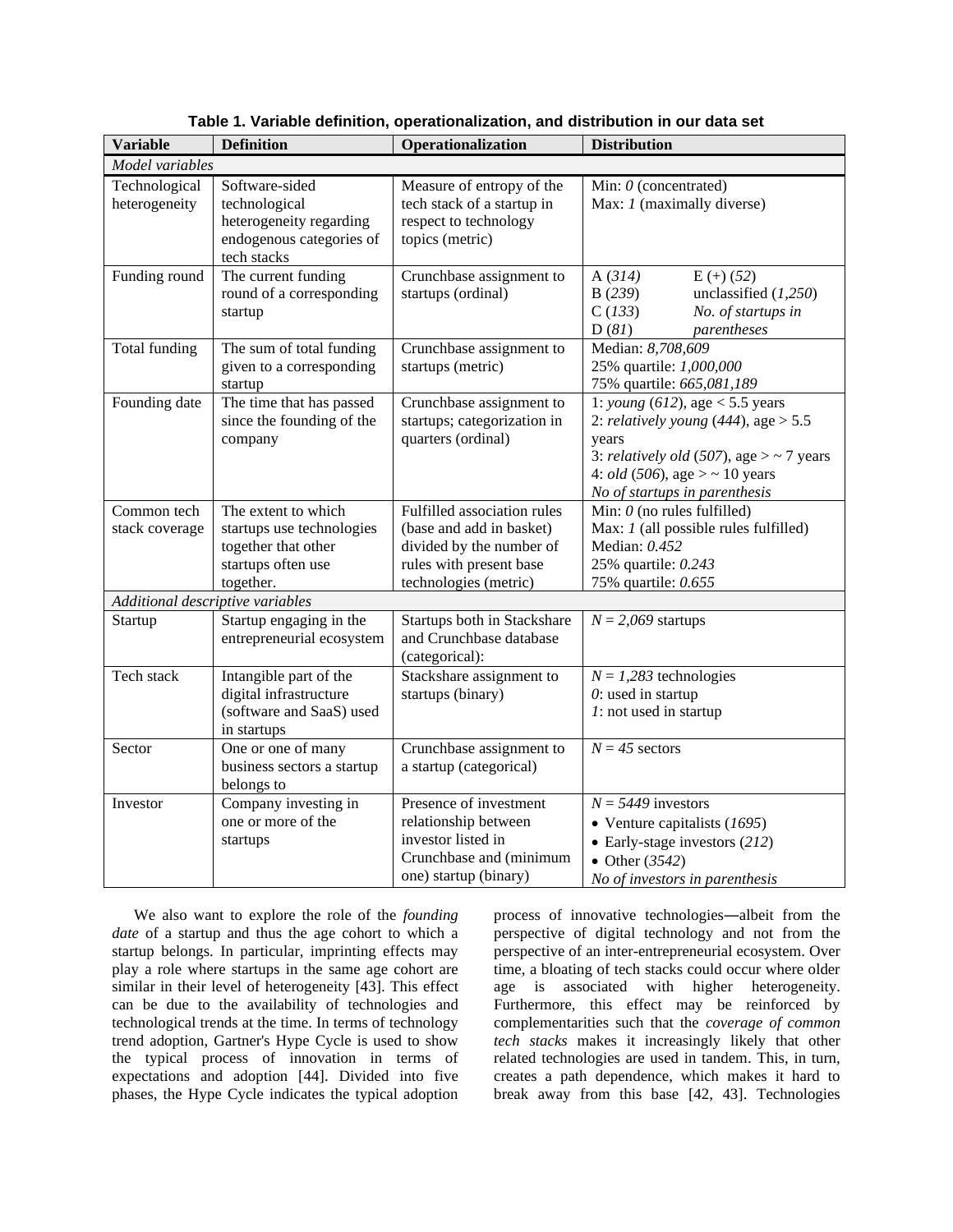**Table 1. Variable definition, operationalization, and distribution in our data set**

| Variable | Definition | Operationalization | Distribution |
|---|---|---|---|
| *Model variables* | | | |
| Technological heterogeneity | Software-sided technological heterogeneity regarding endogenous categories of tech stacks | Measure of entropy of the tech stack of a startup in respect to technology topics (metric) | Min: *0* (concentrated)<br>Max: *1* (maximally diverse) |
| Funding round | The current funding round of a corresponding startup | Crunchbase assignment to startups (ordinal) | A (*314*)<br>B (*239*)<br>C (*133*)<br>D (*81*)<br>E (+) (*52*)<br>unclassified (*1,250*)<br>*No. of startups in parentheses* |
| Total funding | The sum of total funding given to a corresponding startup | Crunchbase assignment to startups (metric) | Median: *8,708,609*<br>25% quartile: *1,000,000*<br>75% quartile: *665,081,189* |
| Founding date | The time that has passed since the founding of the company | Crunchbase assignment to startups; categorization in quarters (ordinal) | 1: *young* (*612*), age < 5.5 years<br>2: *relatively young* (*444*), age > 5.5 years<br>3: *relatively old* (*507*), age > ~ 7 years<br>4: *old* (*506*), age > ~ 10 years<br>*No of startups in parenthesis* |
| Common tech stack coverage | The extent to which startups use technologies together that other startups often use together. | Fulfilled association rules (base and add in basket) divided by the number of rules with present base technologies (metric) | Min: *0* (no rules fulfilled)<br>Max: *1* (all possible rules fulfilled)<br>Median: *0.452*<br>25% quartile: *0.243*<br>75% quartile: *0.655* |
| *Additional descriptive variables* | | | |
| Startup | Startup engaging in the entrepreneurial ecosystem | Startups both in Stackshare and Crunchbase database (categorical): | *N = 2,069* startups |
| Tech stack | Intangible part of the digital infrastructure (software and SaaS) used in startups | Stackshare assignment to startups (binary) | *N = 1,283* technologies<br>*0*: used in startup<br>*1*: not used in startup |
| Sector | One or one of many business sectors a startup belongs to | Crunchbase assignment to a startup (categorical) | *N = 45* sectors |
| Investor | Company investing in one or more of the startups | Presence of investment relationship between investor listed in Crunchbase and (minimum one) startup (binary) | *N = 5449* investors<br>• Venture capitalists (*1695*)<br>• Early-stage investors (*212*)<br>• Other (*3542*)<br>*No of investors in parenthesis* |

We also want to explore the role of the *founding date* of a startup and thus the age cohort to which a startup belongs. In particular, imprinting effects may play a role where startups in the same age cohort are similar in their level of heterogeneity [43]. This effect can be due to the availability of technologies and technological trends at the time. In terms of technology trend adoption, Gartner's Hype Cycle is used to show the typical process of innovation in terms of expectations and adoption [44]. Divided into five phases, the Hype Cycle indicates the typical adoption process of innovative technologies—albeit from the perspective of digital technology and not from the perspective of an inter-entrepreneurial ecosystem. Over time, a bloating of tech stacks could occur where older age is associated with higher heterogeneity. Furthermore, this effect may be reinforced by complementarities such that the *coverage of common tech stacks* makes it increasingly likely that other related technologies are used in tandem. This, in turn, creates a path dependence, which makes it hard to break away from this base [42, 43]. Technologies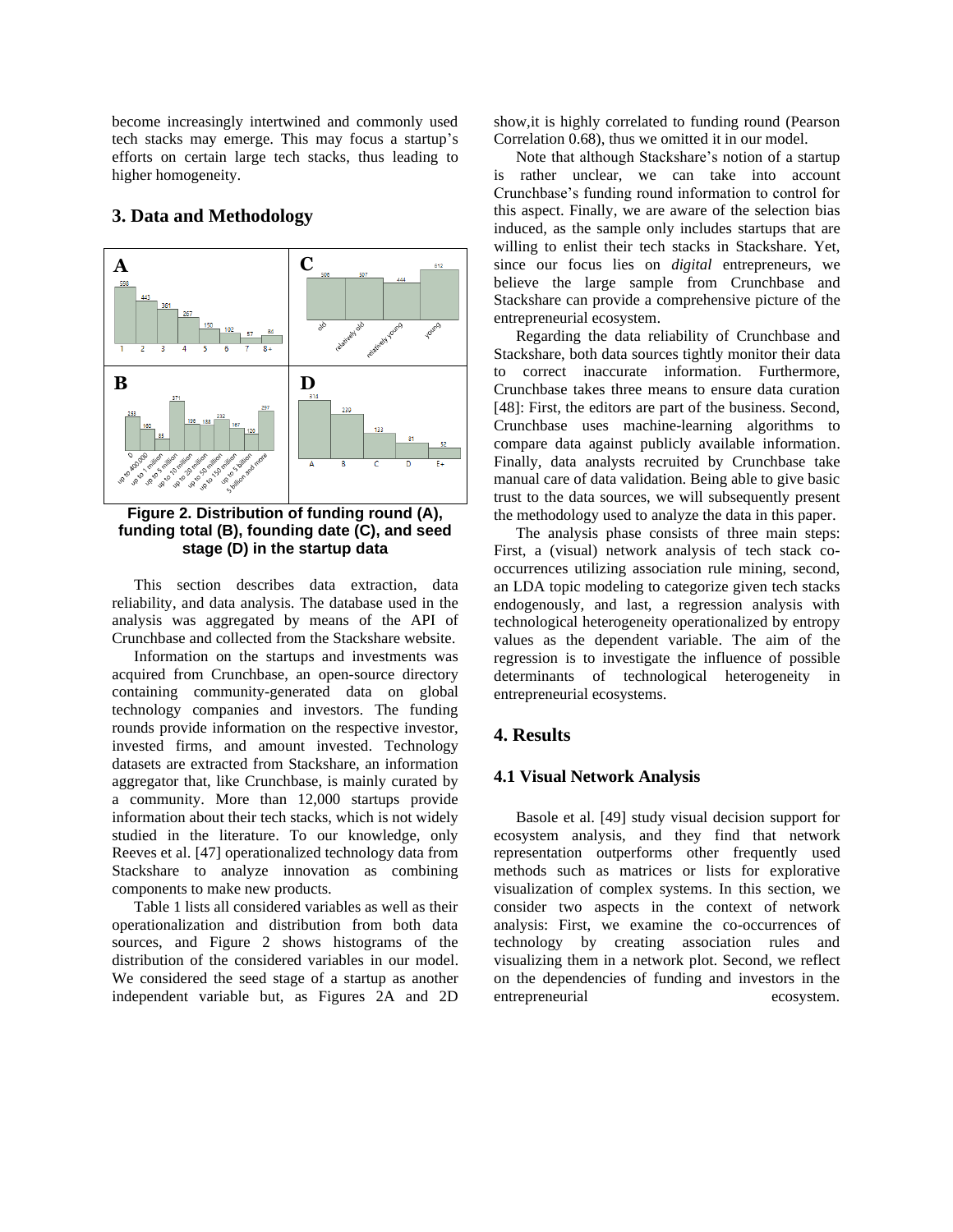become increasingly intertwined and commonly used tech stacks may emerge. This may focus a startup's efforts on certain large tech stacks, thus leading to higher homogeneity.

## 3. Data and Methodology

**Figure 2. Distribution of funding round (A), funding total (B), founding date (C), and seed stage (D) in the startup data**

This section describes data extraction, data reliability, and data analysis. The database used in the analysis was aggregated by means of the API of Crunchbase and collected from the Stackshare website.

Information on the startups and investments was acquired from Crunchbase, an open-source directory containing community-generated data on global technology companies and investors. The funding rounds provide information on the respective investor, invested firms, and amount invested. Technology datasets are extracted from Stackshare, an information aggregator that, like Crunchbase, is mainly curated by a community. More than 12,000 startups provide information about their tech stacks, which is not widely studied in the literature. To our knowledge, only Reeves et al. [47] operationalized technology data from Stackshare to analyze innovation as combining components to make new products.

Table 1 lists all considered variables as well as their operationalization and distribution from both data sources, and Figure 2 shows histograms of the distribution of the considered variables in our model. We considered the seed stage of a startup as another independent variable but, as Figures 2A and 2D show,it is highly correlated to funding round (Pearson Correlation 0.68), thus we omitted it in our model.

Note that although Stackshare's notion of a startup is rather unclear, we can take into account Crunchbase's funding round information to control for this aspect. Finally, we are aware of the selection bias induced, as the sample only includes startups that are willing to enlist their tech stacks in Stackshare. Yet, since our focus lies on *digital* entrepreneurs, we believe the large sample from Crunchbase and Stackshare can provide a comprehensive picture of the entrepreneurial ecosystem.

Regarding the data reliability of Crunchbase and Stackshare, both data sources tightly monitor their data to correct inaccurate information. Furthermore, Crunchbase takes three means to ensure data curation [48]: First, the editors are part of the business. Second, Crunchbase uses machine-learning algorithms to compare data against publicly available information. Finally, data analysts recruited by Crunchbase take manual care of data validation. Being able to give basic trust to the data sources, we will subsequently present the methodology used to analyze the data in this paper.

The analysis phase consists of three main steps: First, a (visual) network analysis of tech stack co-occurrences utilizing association rule mining, second, an LDA topic modeling to categorize given tech stacks endogenously, and last, a regression analysis with technological heterogeneity operationalized by entropy values as the dependent variable. The aim of the regression is to investigate the influence of possible determinants of technological heterogeneity in entrepreneurial ecosystems.

## 4. Results

### 4.1 Visual Network Analysis

Basole et al. [49] study visual decision support for ecosystem analysis, and they find that network representation outperforms other frequently used methods such as matrices or lists for explorative visualization of complex systems. In this section, we consider two aspects in the context of network analysis: First, we examine the co-occurrences of technology by creating association rules and visualizing them in a network plot. Second, we reflect on the dependencies of funding and investors in the entrepreneurial ecosystem.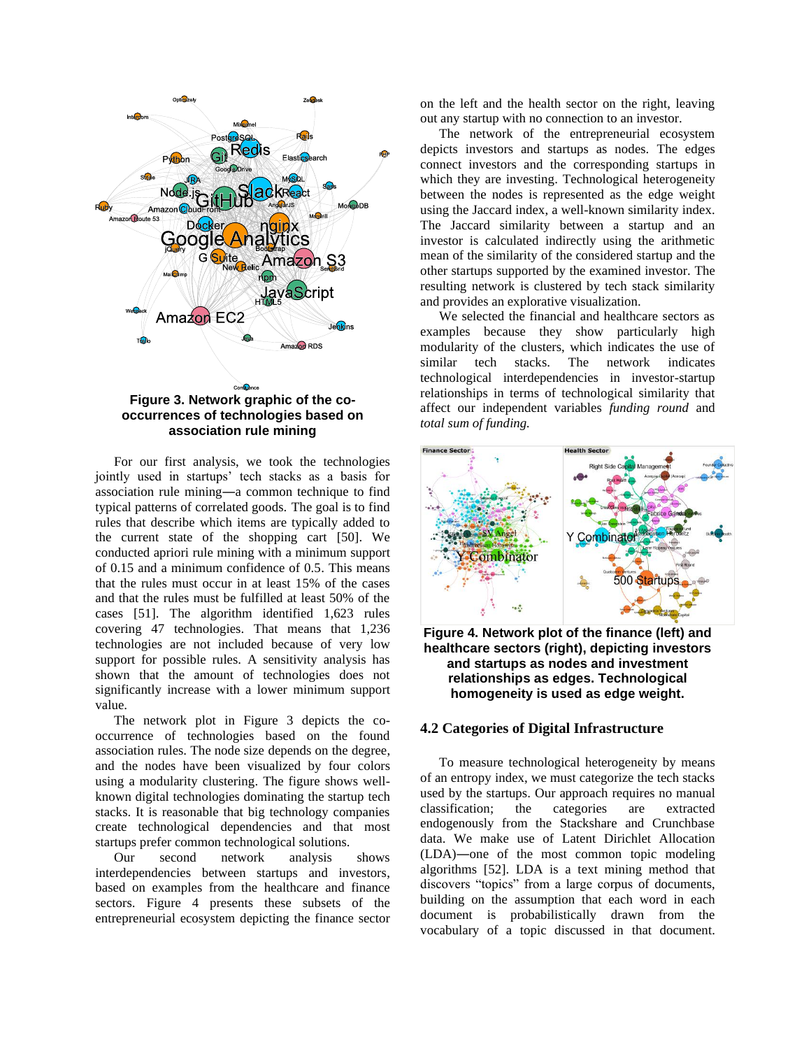**Figure 3. Network graphic of the co-occurrences of technologies based on association rule mining**

For our first analysis, we took the technologies jointly used in startups' tech stacks as a basis for association rule mining—a common technique to find typical patterns of correlated goods. The goal is to find rules that describe which items are typically added to the current state of the shopping cart [50]. We conducted apriori rule mining with a minimum support of 0.15 and a minimum confidence of 0.5. This means that the rules must occur in at least 15% of the cases and that the rules must be fulfilled at least 50% of the cases [51]. The algorithm identified 1,623 rules covering 47 technologies. That means that 1,236 technologies are not included because of very low support for possible rules. A sensitivity analysis has shown that the amount of technologies does not significantly increase with a lower minimum support value.

The network plot in Figure 3 depicts the co-occurrence of technologies based on the found association rules. The node size depends on the degree, and the nodes have been visualized by four colors using a modularity clustering. The figure shows well-known digital technologies dominating the startup tech stacks. It is reasonable that big technology companies create technological dependencies and that most startups prefer common technological solutions.

Our second network analysis shows interdependencies between startups and investors, based on examples from the healthcare and finance sectors. Figure 4 presents these subsets of the entrepreneurial ecosystem depicting the finance sector on the left and the health sector on the right, leaving out any startup with no connection to an investor.

The network of the entrepreneurial ecosystem depicts investors and startups as nodes. The edges connect investors and the corresponding startups in which they are investing. Technological heterogeneity between the nodes is represented as the edge weight using the Jaccard index, a well-known similarity index. The Jaccard similarity between a startup and an investor is calculated indirectly using the arithmetic mean of the similarity of the considered startup and the other startups supported by the examined investor. The resulting network is clustered by tech stack similarity and provides an explorative visualization.

We selected the financial and healthcare sectors as examples because they show particularly high modularity of the clusters, which indicates the use of similar tech stacks. The network indicates technological interdependencies in investor-startup relationships in terms of technological similarity that affect our independent variables *funding round* and *total sum of funding.*

**Figure 4. Network plot of the finance (left) and healthcare sectors (right), depicting investors and startups as nodes and investment relationships as edges. Technological homogeneity is used as edge weight.**

### 4.2 Categories of Digital Infrastructure

To measure technological heterogeneity by means of an entropy index, we must categorize the tech stacks used by the startups. Our approach requires no manual classification; the categories are extracted endogenously from the Stackshare and Crunchbase data. We make use of Latent Dirichlet Allocation (LDA)—one of the most common topic modeling algorithms [52]. LDA is a text mining method that discovers "topics" from a large corpus of documents, building on the assumption that each word in each document is probabilistically drawn from the vocabulary of a topic discussed in that document.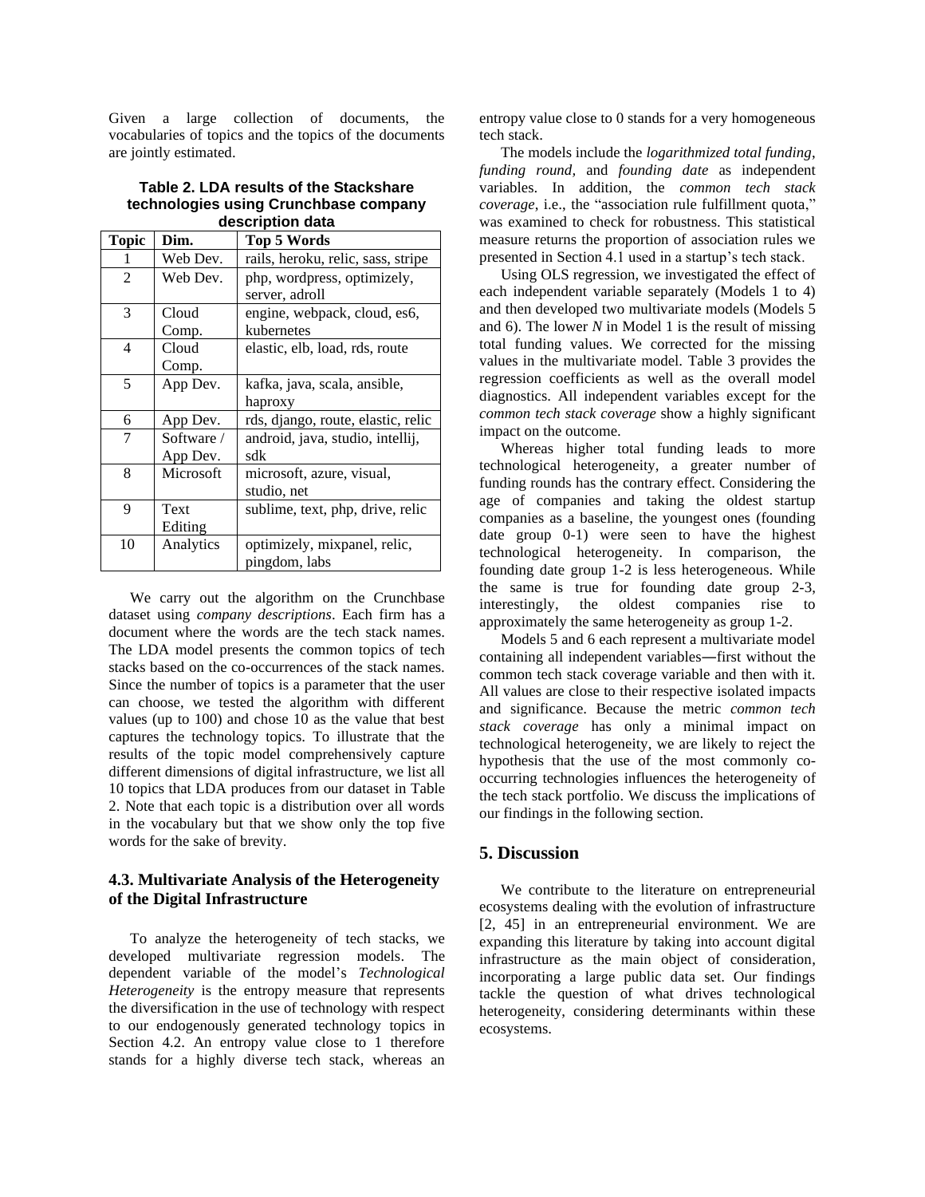Given a large collection of documents, the vocabularies of topics and the topics of the documents are jointly estimated.

**Table 2. LDA results of the Stackshare technologies using Crunchbase company description data**

| Topic | Dim. | Top 5 Words |
|---|---|---|
| 1 | Web Dev. | rails, heroku, relic, sass, stripe |
| 2 | Web Dev. | php, wordpress, optimizely, server, adroll |
| 3 | Cloud Comp. | engine, webpack, cloud, es6, kubernetes |
| 4 | Cloud Comp. | elastic, elb, load, rds, route |
| 5 | App Dev. | kafka, java, scala, ansible, haproxy |
| 6 | App Dev. | rds, django, route, elastic, relic |
| 7 | Software / App Dev. | android, java, studio, intellij, sdk |
| 8 | Microsoft | microsoft, azure, visual, studio, net |
| 9 | Text Editing | sublime, text, php, drive, relic |
| 10 | Analytics | optimizely, mixpanel, relic, pingdom, labs |

We carry out the algorithm on the Crunchbase dataset using *company descriptions*. Each firm has a document where the words are the tech stack names. The LDA model presents the common topics of tech stacks based on the co-occurrences of the stack names. Since the number of topics is a parameter that the user can choose, we tested the algorithm with different values (up to 100) and chose 10 as the value that best captures the technology topics. To illustrate that the results of the topic model comprehensively capture different dimensions of digital infrastructure, we list all 10 topics that LDA produces from our dataset in Table 2. Note that each topic is a distribution over all words in the vocabulary but that we show only the top five words for the sake of brevity.

### 4.3. Multivariate Analysis of the Heterogeneity of the Digital Infrastructure

To analyze the heterogeneity of tech stacks, we developed multivariate regression models. The dependent variable of the model's *Technological Heterogeneity* is the entropy measure that represents the diversification in the use of technology with respect to our endogenously generated technology topics in Section 4.2. An entropy value close to 1 therefore stands for a highly diverse tech stack, whereas an entropy value close to 0 stands for a very homogeneous tech stack.

The models include the *logarithmized total funding*, *funding round*, and *founding date* as independent variables. In addition, the *common tech stack coverage*, i.e., the "association rule fulfillment quota," was examined to check for robustness. This statistical measure returns the proportion of association rules we presented in Section 4.1 used in a startup's tech stack.

Using OLS regression, we investigated the effect of each independent variable separately (Models 1 to 4) and then developed two multivariate models (Models 5 and 6). The lower *N* in Model 1 is the result of missing total funding values. We corrected for the missing values in the multivariate model. Table 3 provides the regression coefficients as well as the overall model diagnostics. All independent variables except for the *common tech stack coverage* show a highly significant impact on the outcome.

Whereas higher total funding leads to more technological heterogeneity, a greater number of funding rounds has the contrary effect. Considering the age of companies and taking the oldest startup companies as a baseline, the youngest ones (founding date group 0-1) were seen to have the highest technological heterogeneity. In comparison, the founding date group 1-2 is less heterogeneous. While the same is true for founding date group 2-3, interestingly, the oldest companies rise to approximately the same heterogeneity as group 1-2.

Models 5 and 6 each represent a multivariate model containing all independent variables—first without the common tech stack coverage variable and then with it. All values are close to their respective isolated impacts and significance. Because the metric *common tech stack coverage* has only a minimal impact on technological heterogeneity, we are likely to reject the hypothesis that the use of the most commonly co-occurring technologies influences the heterogeneity of the tech stack portfolio. We discuss the implications of our findings in the following section.

## 5. Discussion

We contribute to the literature on entrepreneurial ecosystems dealing with the evolution of infrastructure [2, 45] in an entrepreneurial environment. We are expanding this literature by taking into account digital infrastructure as the main object of consideration, incorporating a large public data set. Our findings tackle the question of what drives technological heterogeneity, considering determinants within these ecosystems.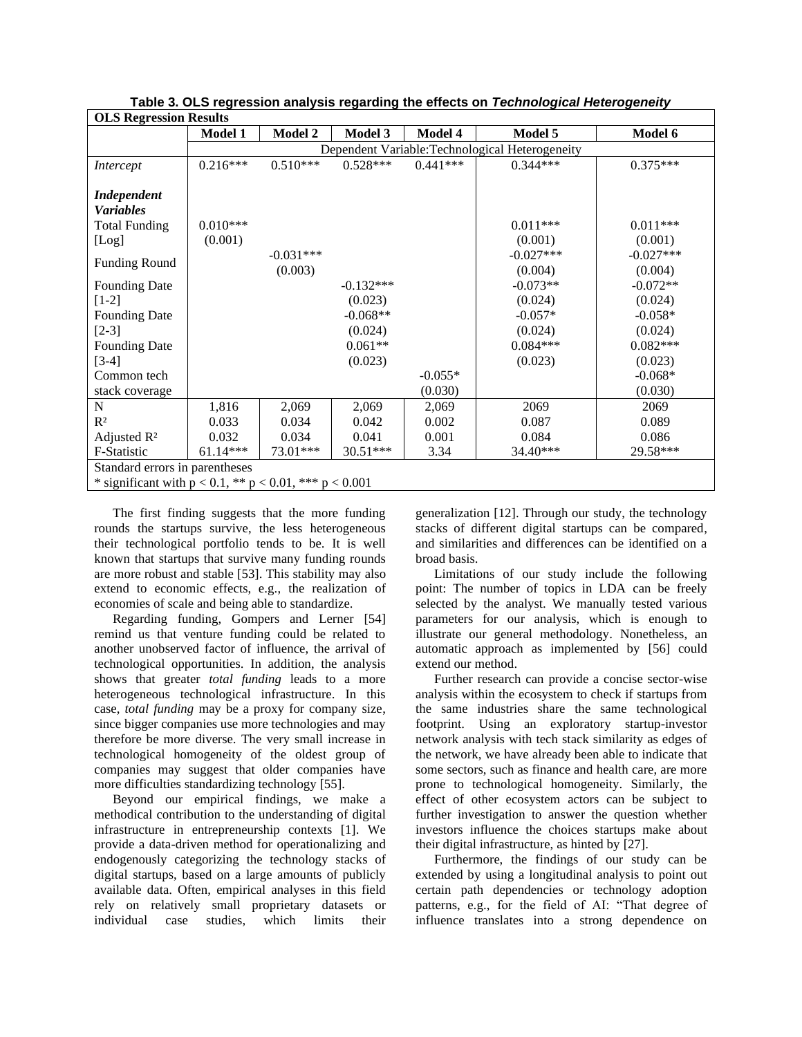**Table 3. OLS regression analysis regarding the effects on *Technological Heterogeneity***

| **OLS Regression Results** | | | | | | |
|---|---|---|---|---|---|---|
| | **Model 1** | **Model 2** | **Model 3** | **Model 4** | **Model 5** | **Model 6** |
| | Dependent Variable: Technological Heterogeneity | | | | | |
| *Intercept* | 0.216*** | 0.510*** | 0.528*** | 0.441*** | 0.344*** | 0.375*** |
| ***Independent Variables*** | | | | | | |
| Total Funding [Log] | 0.010*** (0.001) | | | | 0.011*** (0.001) | 0.011*** (0.001) |
| Funding Round | | -0.031*** (0.003) | | | -0.027*** (0.004) | -0.027*** (0.004) |
| Founding Date [1-2] | | | -0.132*** (0.023) | | -0.073** (0.024) | -0.072** (0.024) |
| Founding Date [2-3] | | | -0.068** (0.024) | | -0.057* (0.024) | -0.058* (0.024) |
| Founding Date [3-4] | | | 0.061** (0.023) | | 0.084*** (0.023) | 0.082*** (0.023) |
| Common tech stack coverage | | | | -0.055* (0.030) | | -0.068* (0.030) |
| N | 1,816 | 2,069 | 2,069 | 2,069 | 2069 | 2069 |
| $R^2$ | 0.033 | 0.034 | 0.042 | 0.002 | 0.087 | 0.089 |
| Adjusted $R^2$ | 0.032 | 0.034 | 0.041 | 0.001 | 0.084 | 0.086 |
| F-Statistic | 61.14*** | 73.01*** | 30.51*** | 3.34 | 34.40*** | 29.58*** |

Standard errors in parentheses

* significant with $p < 0.1$, ** $p < 0.01$, *** $p < 0.001$

The first finding suggests that the more funding rounds the startups survive, the less heterogeneous their technological portfolio tends to be. It is well known that startups that survive many funding rounds are more robust and stable [53]. This stability may also extend to economic effects, e.g., the realization of economies of scale and being able to standardize.

Regarding funding, Gompers and Lerner [54] remind us that venture funding could be related to another unobserved factor of influence, the arrival of technological opportunities. In addition, the analysis shows that greater *total funding* leads to a more heterogeneous technological infrastructure. In this case, *total funding* may be a proxy for company size, since bigger companies use more technologies and may therefore be more diverse. The very small increase in technological homogeneity of the oldest group of companies may suggest that older companies have more difficulties standardizing technology [55].

Beyond our empirical findings, we make a methodical contribution to the understanding of digital infrastructure in entrepreneurship contexts [1]. We provide a data-driven method for operationalizing and endogenously categorizing the technology stacks of digital startups, based on a large amounts of publicly available data. Often, empirical analyses in this field rely on relatively small proprietary datasets or individual case studies, which limits their generalization [12]. Through our study, the technology stacks of different digital startups can be compared, and similarities and differences can be identified on a broad basis.

Limitations of our study include the following point: The number of topics in LDA can be freely selected by the analyst. We manually tested various parameters for our analysis, which is enough to illustrate our general methodology. Nonetheless, an automatic approach as implemented by [56] could extend our method.

Further research can provide a concise sector-wise analysis within the ecosystem to check if startups from the same industries share the same technological footprint. Using an exploratory startup-investor network analysis with tech stack similarity as edges of the network, we have already been able to indicate that some sectors, such as finance and health care, are more prone to technological homogeneity. Similarly, the effect of other ecosystem actors can be subject to further investigation to answer the question whether investors influence the choices startups make about their digital infrastructure, as hinted by [27].

Furthermore, the findings of our study can be extended by using a longitudinal analysis to point out certain path dependencies or technology adoption patterns, e.g., for the field of AI: "That degree of influence translates into a strong dependence on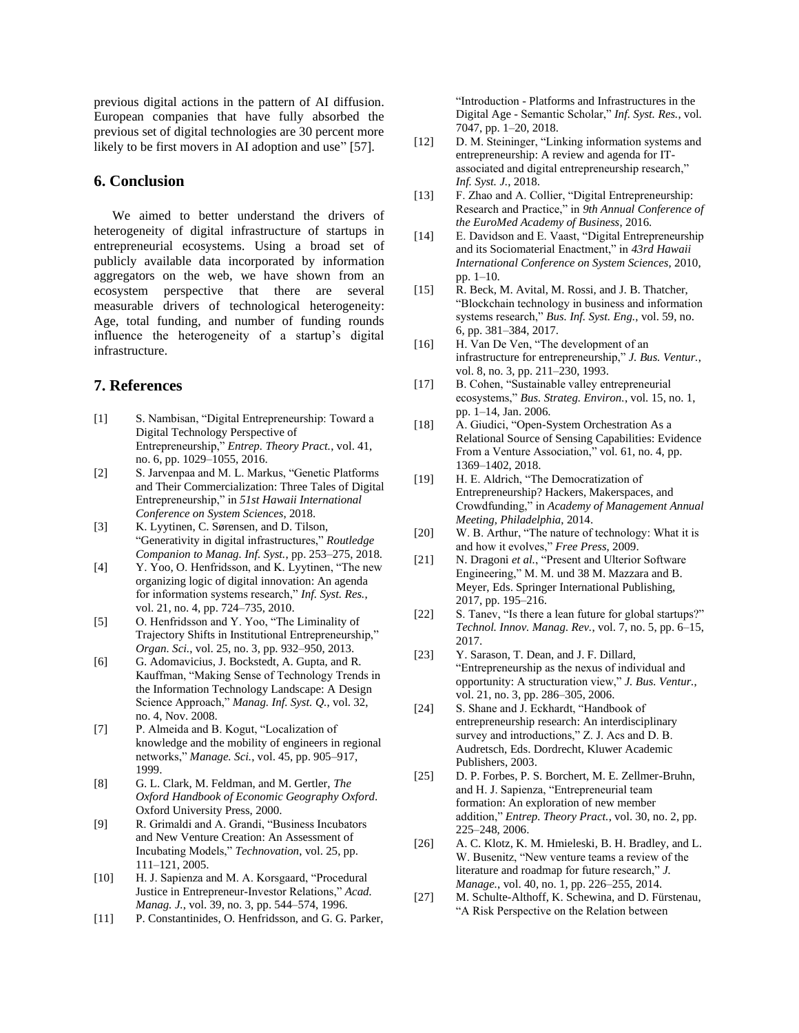previous digital actions in the pattern of AI diffusion. European companies that have fully absorbed the previous set of digital technologies are 30 percent more likely to be first movers in AI adoption and use" [57].

## 6. Conclusion

We aimed to better understand the drivers of heterogeneity of digital infrastructure of startups in entrepreneurial ecosystems. Using a broad set of publicly available data incorporated by information aggregators on the web, we have shown from an ecosystem perspective that there are several measurable drivers of technological heterogeneity: Age, total funding, and number of funding rounds influence the heterogeneity of a startup's digital infrastructure.

## 7. References

[1] S. Nambisan, "Digital Entrepreneurship: Toward a Digital Technology Perspective of Entrepreneurship," *Entrep. Theory Pract.*, vol. 41, no. 6, pp. 1029–1055, 2016.

[2] S. Jarvenpaa and M. L. Markus, "Genetic Platforms and Their Commercialization: Three Tales of Digital Entrepreneurship," in *51st Hawaii International Conference on System Sciences*, 2018.

[3] K. Lyytinen, C. Sørensen, and D. Tilson, "Generativity in digital infrastructures," *Routledge Companion to Manag. Inf. Syst.*, pp. 253–275, 2018.

[4] Y. Yoo, O. Henfridsson, and K. Lyytinen, "The new organizing logic of digital innovation: An agenda for information systems research," *Inf. Syst. Res.*, vol. 21, no. 4, pp. 724–735, 2010.

[5] O. Henfridsson and Y. Yoo, "The Liminality of Trajectory Shifts in Institutional Entrepreneurship," *Organ. Sci.*, vol. 25, no. 3, pp. 932–950, 2013.

[6] G. Adomavicius, J. Bockstedt, A. Gupta, and R. Kauffman, "Making Sense of Technology Trends in the Information Technology Landscape: A Design Science Approach," *Manag. Inf. Syst. Q.*, vol. 32, no. 4, Nov. 2008.

[7] P. Almeida and B. Kogut, "Localization of knowledge and the mobility of engineers in regional networks," *Manage. Sci.*, vol. 45, pp. 905–917, 1999.

[8] G. L. Clark, M. Feldman, and M. Gertler, *The Oxford Handbook of Economic Geography Oxford*. Oxford University Press, 2000.

[9] R. Grimaldi and A. Grandi, "Business Incubators and New Venture Creation: An Assessment of Incubating Models," *Technovation*, vol. 25, pp. 111–121, 2005.

[10] H. J. Sapienza and M. A. Korsgaard, "Procedural Justice in Entrepreneur-Investor Relations," *Acad. Manag. J.*, vol. 39, no. 3, pp. 544–574, 1996.

[11] P. Constantinides, O. Henfridsson, and G. G. Parker, "Introduction - Platforms and Infrastructures in the Digital Age - Semantic Scholar," *Inf. Syst. Res.*, vol. 7047, pp. 1–20, 2018.

[12] D. M. Steininger, "Linking information systems and entrepreneurship: A review and agenda for IT-associated and digital entrepreneurship research," *Inf. Syst. J.*, 2018.

[13] F. Zhao and A. Collier, "Digital Entrepreneurship: Research and Practice," in *9th Annual Conference of the EuroMed Academy of Business*, 2016.

[14] E. Davidson and E. Vaast, "Digital Entrepreneurship and its Sociomaterial Enactment," in *43rd Hawaii International Conference on System Sciences*, 2010, pp. 1–10.

[15] R. Beck, M. Avital, M. Rossi, and J. B. Thatcher, "Blockchain technology in business and information systems research," *Bus. Inf. Syst. Eng.*, vol. 59, no. 6, pp. 381–384, 2017.

[16] H. Van De Ven, "The development of an infrastructure for entrepreneurship," *J. Bus. Ventur.*, vol. 8, no. 3, pp. 211–230, 1993.

[17] B. Cohen, "Sustainable valley entrepreneurial ecosystems," *Bus. Strateg. Environ.*, vol. 15, no. 1, pp. 1–14, Jan. 2006.

[18] A. Giudici, "Open-System Orchestration As a Relational Source of Sensing Capabilities: Evidence From a Venture Association," vol. 61, no. 4, pp. 1369–1402, 2018.

[19] H. E. Aldrich, "The Democratization of Entrepreneurship? Hackers, Makerspaces, and Crowdfunding," in *Academy of Management Annual Meeting, Philadelphia*, 2014.

[20] W. B. Arthur, "The nature of technology: What it is and how it evolves," *Free Press*, 2009.

[21] N. Dragoni *et al.*, "Present and Ulterior Software Engineering," M. M. und 38 M. Mazzara and B. Meyer, Eds. Springer International Publishing, 2017, pp. 195–216.

[22] S. Tanev, "Is there a lean future for global startups?" *Technol. Innov. Manag. Rev.*, vol. 7, no. 5, pp. 6–15, 2017.

[23] Y. Sarason, T. Dean, and J. F. Dillard, "Entrepreneurship as the nexus of individual and opportunity: A structuration view," *J. Bus. Ventur.*, vol. 21, no. 3, pp. 286–305, 2006.

[24] S. Shane and J. Eckhardt, "Handbook of entrepreneurship research: An interdisciplinary survey and introductions," Z. J. Acs and D. B. Audretsch, Eds. Dordrecht, Kluwer Academic Publishers, 2003.

[25] D. P. Forbes, P. S. Borchert, M. E. Zellmer-Bruhn, and H. J. Sapienza, "Entrepreneurial team formation: An exploration of new member addition," *Entrep. Theory Pract.*, vol. 30, no. 2, pp. 225–248, 2006.

[26] A. C. Klotz, K. M. Hmieleski, B. H. Bradley, and L. W. Busenitz, "New venture teams a review of the literature and roadmap for future research," *J. Manage.*, vol. 40, no. 1, pp. 226–255, 2014.

[27] M. Schulte-Althoff, K. Schewina, and D. Fürstenau, "A Risk Perspective on the Relation between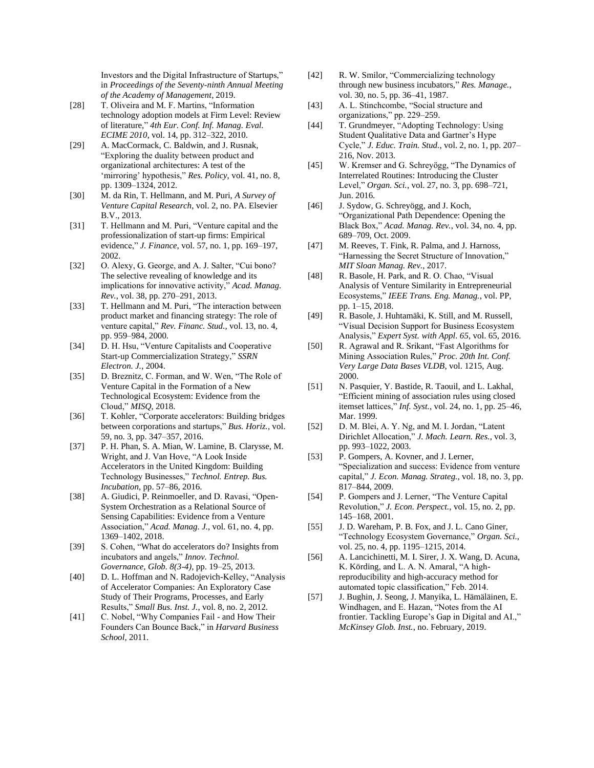Investors and the Digital Infrastructure of Startups," in *Proceedings of the Seventy-ninth Annual Meeting of the Academy of Management*, 2019.

[28] T. Oliveira and M. F. Martins, "Information technology adoption models at Firm Level: Review of literature," *4th Eur. Conf. Inf. Manag. Eval. ECIME 2010*, vol. 14, pp. 312–322, 2010.

[29] A. MacCormack, C. Baldwin, and J. Rusnak, "Exploring the duality between product and organizational architectures: A test of the 'mirroring' hypothesis," *Res. Policy*, vol. 41, no. 8, pp. 1309–1324, 2012.

[30] M. da Rin, T. Hellmann, and M. Puri, *A Survey of Venture Capital Research*, vol. 2, no. PA. Elsevier B.V., 2013.

[31] T. Hellmann and M. Puri, "Venture capital and the professionalization of start-up firms: Empirical evidence," *J. Finance*, vol. 57, no. 1, pp. 169–197, 2002.

[32] O. Alexy, G. George, and A. J. Salter, "Cui bono? The selective revealing of knowledge and its implications for innovative activity," *Acad. Manag. Rev.*, vol. 38, pp. 270–291, 2013.

[33] T. Hellmann and M. Puri, "The interaction between product market and financing strategy: The role of venture capital," *Rev. Financ. Stud.*, vol. 13, no. 4, pp. 959–984, 2000.

[34] D. H. Hsu, "Venture Capitalists and Cooperative Start-up Commercialization Strategy," *SSRN Electron. J.*, 2004.

[35] D. Breznitz, C. Forman, and W. Wen, "The Role of Venture Capital in the Formation of a New Technological Ecosystem: Evidence from the Cloud," *MISQ*, 2018.

[36] T. Kohler, "Corporate accelerators: Building bridges between corporations and startups," *Bus. Horiz.*, vol. 59, no. 3, pp. 347–357, 2016.

[37] P. H. Phan, S. A. Mian, W. Lamine, B. Clarysse, M. Wright, and J. Van Hove, "A Look Inside Accelerators in the United Kingdom: Building Technology Businesses," *Technol. Entrep. Bus. Incubation*, pp. 57–86, 2016.

[38] A. Giudici, P. Reinmoeller, and D. Ravasi, "Open-System Orchestration as a Relational Source of Sensing Capabilities: Evidence from a Venture Association," *Acad. Manag. J.*, vol. 61, no. 4, pp. 1369–1402, 2018.

[39] S. Cohen, "What do accelerators do? Insights from incubators and angels," *Innov. Technol. Governance, Glob. 8(3-4)*, pp. 19–25, 2013.

[40] D. L. Hoffman and N. Radojevich-Kelley, "Analysis of Accelerator Companies: An Exploratory Case Study of Their Programs, Processes, and Early Results," *Small Bus. Inst. J.*, vol. 8, no. 2, 2012.

[41] C. Nobel, "Why Companies Fail - and How Their Founders Can Bounce Back," in *Harvard Business School*, 2011.

[42] R. W. Smilor, "Commercializing technology through new business incubators," *Res. Manage.*, vol. 30, no. 5, pp. 36–41, 1987.

[43] A. L. Stinchcombe, "Social structure and organizations," pp. 229–259.

[44] T. Grundmeyer, "Adopting Technology: Using Student Qualitative Data and Gartner's Hype Cycle," *J. Educ. Train. Stud.*, vol. 2, no. 1, pp. 207–216, Nov. 2013.

[45] W. Kremser and G. Schreyögg, "The Dynamics of Interrelated Routines: Introducing the Cluster Level," *Organ. Sci.*, vol. 27, no. 3, pp. 698–721, Jun. 2016.

[46] J. Sydow, G. Schreyögg, and J. Koch, "Organizational Path Dependence: Opening the Black Box," *Acad. Manag. Rev.*, vol. 34, no. 4, pp. 689–709, Oct. 2009.

[47] M. Reeves, T. Fink, R. Palma, and J. Harnoss, "Harnessing the Secret Structure of Innovation," *MIT Sloan Manag. Rev.*, 2017.

[48] R. Basole, H. Park, and R. O. Chao, "Visual Analysis of Venture Similarity in Entrepreneurial Ecosystems," *IEEE Trans. Eng. Manag.*, vol. PP, pp. 1–15, 2018.

[49] R. Basole, J. Huhtamäki, K. Still, and M. Russell, "Visual Decision Support for Business Ecosystem Analysis," *Expert Syst. with Appl. 65*, vol. 65, 2016.

[50] R. Agrawal and R. Srikant, "Fast Algorithms for Mining Association Rules," *Proc. 20th Int. Conf. Very Large Data Bases VLDB*, vol. 1215, Aug. 2000.

[51] N. Pasquier, Y. Bastide, R. Taouil, and L. Lakhal, "Efficient mining of association rules using closed itemset lattices," *Inf. Syst.*, vol. 24, no. 1, pp. 25–46, Mar. 1999.

[52] D. M. Blei, A. Y. Ng, and M. I. Jordan, "Latent Dirichlet Allocation," *J. Mach. Learn. Res.*, vol. 3, pp. 993–1022, 2003.

[53] P. Gompers, A. Kovner, and J. Lerner, "Specialization and success: Evidence from venture capital," *J. Econ. Manag. Strateg.*, vol. 18, no. 3, pp. 817–844, 2009.

[54] P. Gompers and J. Lerner, "The Venture Capital Revolution," *J. Econ. Perspect.*, vol. 15, no. 2, pp. 145–168, 2001.

[55] J. D. Wareham, P. B. Fox, and J. L. Cano Giner, "Technology Ecosystem Governance," *Organ. Sci.*, vol. 25, no. 4, pp. 1195–1215, 2014.

[56] A. Lancichinetti, M. I. Sirer, J. X. Wang, D. Acuna, K. Körding, and L. A. N. Amaral, "A high-reproducibility and high-accuracy method for automated topic classification," Feb. 2014.

[57] J. Bughin, J. Seong, J. Manyika, L. Hämäläinen, E. Windhagen, and E. Hazan, "Notes from the AI frontier. Tackling Europe's Gap in Digital and AI.," *McKinsey Glob. Inst.*, no. February, 2019.